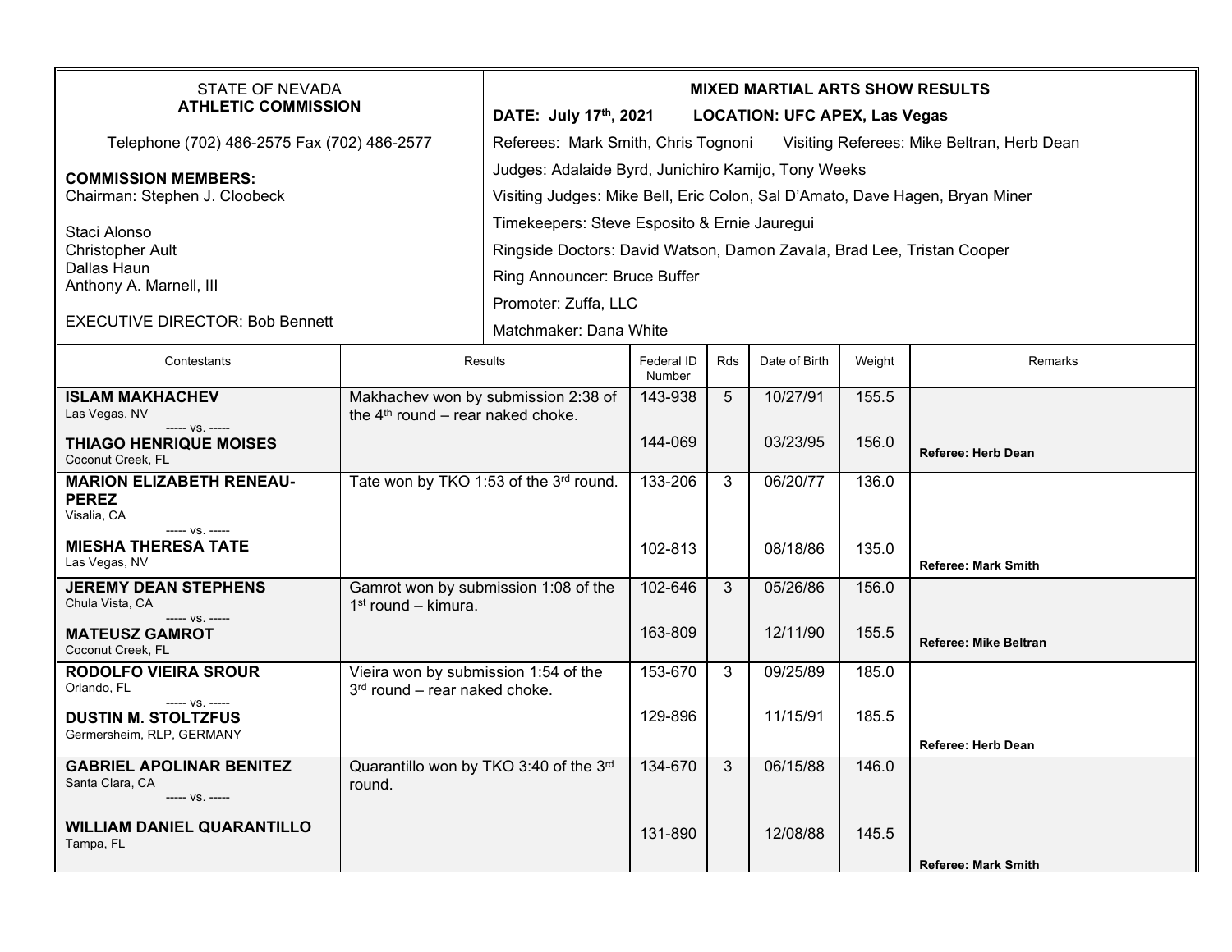STATE OF NEVADA
**ATHLETIC COMMISSION**

Telephone (702) 486-2575 Fax (702) 486-2577

**COMMISSION MEMBERS:**
Chairman: Stephen J. Cloobeck

Staci Alonso
Christopher Ault
Dallas Haun
Anthony A. Marnell, III

EXECUTIVE DIRECTOR: Bob Bennett

**MIXED MARTIAL ARTS SHOW RESULTS**

**DATE: July 17th, 2021** **LOCATION: UFC APEX, Las Vegas**

Referees: Mark Smith, Chris Tognoni Visiting Referees: Mike Beltran, Herb Dean

Judges: Adalaide Byrd, Junichiro Kamijo, Tony Weeks

Visiting Judges: Mike Bell, Eric Colon, Sal D'Amato, Dave Hagen, Bryan Miner

Timekeepers: Steve Esposito & Ernie Jauregui

Ringside Doctors: David Watson, Damon Zavala, Brad Lee, Tristan Cooper

Ring Announcer: Bruce Buffer

Promoter: Zuffa, LLC

Matchmaker: Dana White

| Contestants | Results | Federal ID Number | Rds | Date of Birth | Weight | Remarks |
|---|---|---|---|---|---|---|
| **ISLAM MAKHACHEV** Las Vegas, NV | Makhachev won by submission 2:38 of the 4th round – rear naked choke. | 143-938 | 5 | 10/27/91 | 155.5 | |
| ----- vs. ----- **THIAGO HENRIQUE MOISES** Coconut Creek, FL | | 144-069 | | 03/23/95 | 156.0 | **Referee: Herb Dean** |
| **MARION ELIZABETH RENEAU-PEREZ** Visalia, CA | Tate won by TKO 1:53 of the 3rd round. | 133-206 | 3 | 06/20/77 | 136.0 | |
| ----- vs. ----- **MIESHA THERESA TATE** Las Vegas, NV | | 102-813 | | 08/18/86 | 135.0 | **Referee: Mark Smith** |
| **JEREMY DEAN STEPHENS** Chula Vista, CA | Gamrot won by submission 1:08 of the 1st round – kimura. | 102-646 | 3 | 05/26/86 | 156.0 | |
| ----- vs. ----- **MATEUSZ GAMROT** Coconut Creek, FL | | 163-809 | | 12/11/90 | 155.5 | **Referee: Mike Beltran** |
| **RODOLFO VIEIRA SROUR** Orlando, FL | Vieira won by submission 1:54 of the 3rd round – rear naked choke. | 153-670 | 3 | 09/25/89 | 185.0 | |
| ----- vs. ----- **DUSTIN M. STOLTZFUS** Germersheim, RLP, GERMANY | | 129-896 | | 11/15/91 | 185.5 | **Referee: Herb Dean** |
| **GABRIEL APOLINAR BENITEZ** Santa Clara, CA | Quarantillo won by TKO 3:40 of the 3rd round. | 134-670 | 3 | 06/15/88 | 146.0 | |
| ----- vs. ----- **WILLIAM DANIEL QUARANTILLO** Tampa, FL | | 131-890 | | 12/08/88 | 145.5 | **Referee: Mark Smith** |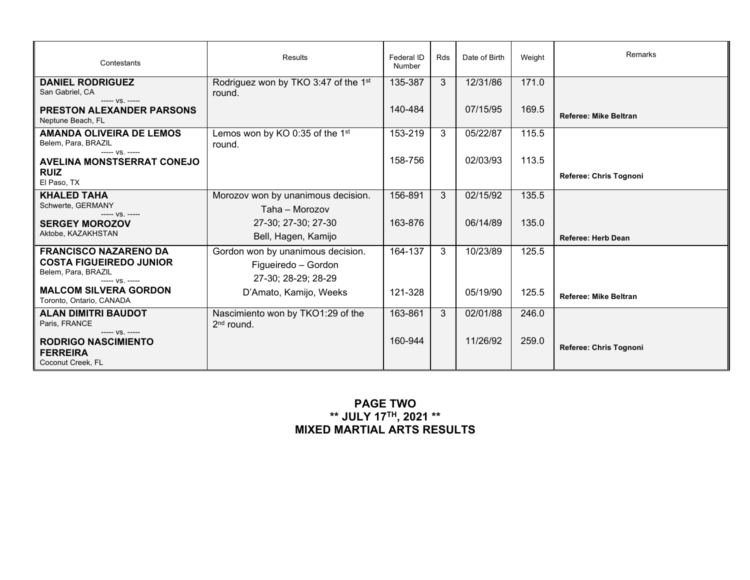| Contestants | Results | Federal ID Number | Rds | Date of Birth | Weight | Remarks |
|---|---|---|---|---|---|---|
| **DANIEL RODRIGUEZ**<br>San Gabriel, CA<br>----- vs. -----<br>**PRESTON ALEXANDER PARSONS**<br>Neptune Beach, FL | Rodriguez won by TKO 3:47 of the 1st round. | 135-387<br><br>140-484 | 3 | 12/31/86<br><br>07/15/95 | 171.0<br><br>169.5 | **Referee: Mike Beltran** |
| **AMANDA OLIVEIRA DE LEMOS**<br>Belem, Para, BRAZIL<br>----- vs. -----<br>**AVELINA MONSTSERRAT CONEJO RUIZ**<br>El Paso, TX | Lemos won by KO 0:35 of the 1st round. | 153-219<br><br>158-756 | 3 | 05/22/87<br><br>02/03/93 | 115.5<br><br>113.5 | **Referee: Chris Tognoni** |
| **KHALED TAHA**<br>Schwerte, GERMANY<br>----- vs. -----<br>**SERGEY MOROZOV**<br>Aktobe, KAZAKHSTAN | Morozov won by unanimous decision.<br>Taha – Morozov<br>27-30; 27-30; 27-30<br>Bell, Hagen, Kamijo | 156-891<br><br>163-876 | 3 | 02/15/92<br><br>06/14/89 | 135.5<br><br>135.0 | **Referee: Herb Dean** |
| **FRANCISCO NAZARENO DA COSTA FIGUEIREDO JUNIOR**<br>Belem, Para, BRAZIL<br>----- vs. -----<br>**MALCOM SILVERA GORDON**<br>Toronto, Ontario, CANADA | Gordon won by unanimous decision.<br>Figueiredo – Gordon<br>27-30; 28-29; 28-29<br>D'Amato, Kamijo, Weeks | 164-137<br><br>121-328 | 3 | 10/23/89<br><br>05/19/90 | 125.5<br><br>125.5 | **Referee: Mike Beltran** |
| **ALAN DIMITRI BAUDOT**<br>Paris, FRANCE<br>----- vs. -----<br>**RODRIGO NASCIMIENTO FERREIRA**<br>Coconut Creek, FL | Nascimiento won by TKO1:29 of the 2nd round. | 163-861<br><br>160-944 | 3 | 02/01/88<br><br>11/26/92 | 246.0<br><br>259.0 | **Referee: Chris Tognoni** |

**PAGE TWO**
**\*\* JULY 17TH, 2021 \*\***
**MIXED MARTIAL ARTS RESULTS**